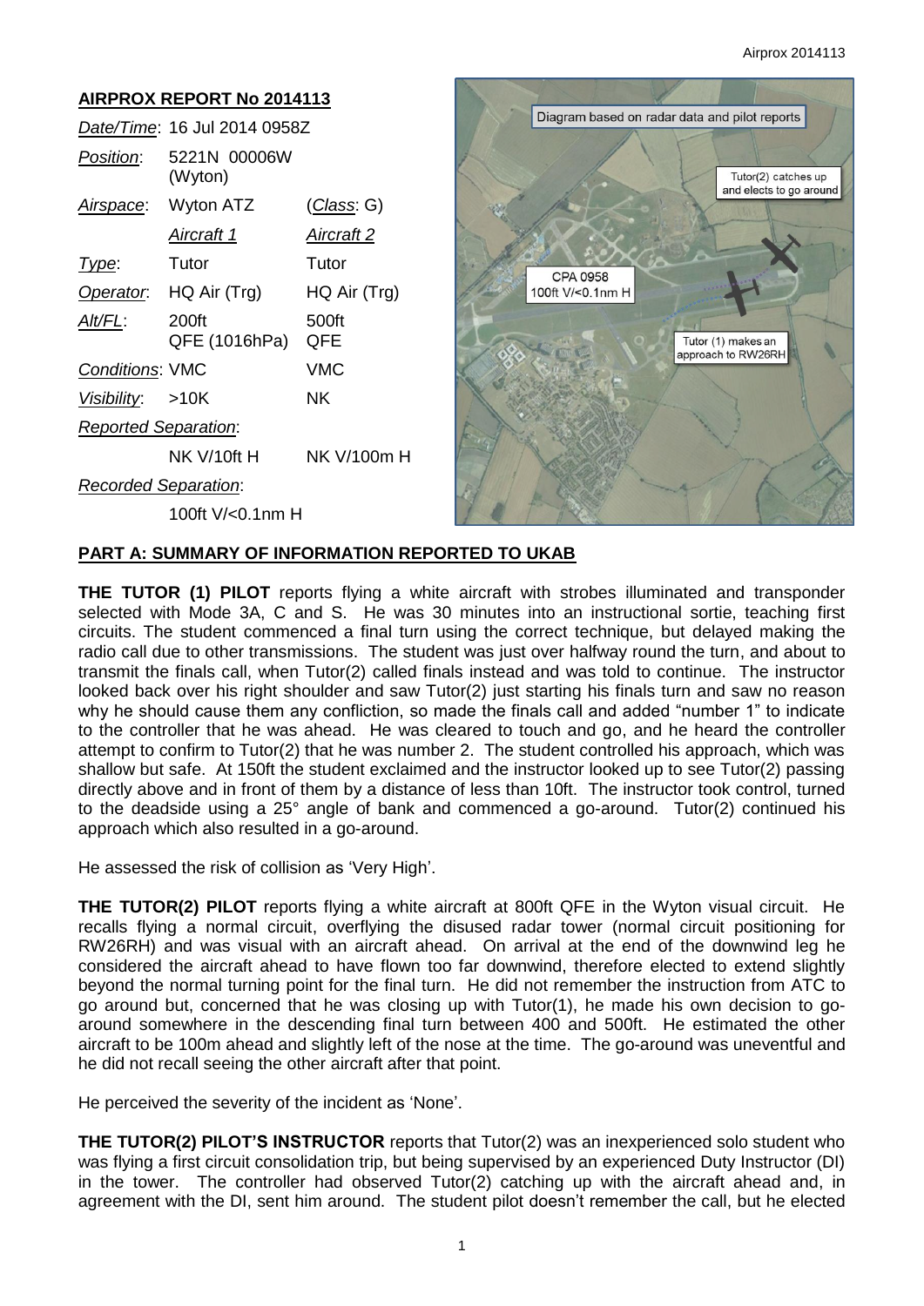## AIRPROX REPORT No 2014113

| | | |
|---|---|---|
| *Date/Time*: | 16 Jul 2014 0958Z | |
| *Position*: | 5221N 00006W (Wyton) | |
| *Airspace*: | Wyton ATZ | (*Class*: G) |
| | *Aircraft 1* | *Aircraft 2* |
| *Type*: | Tutor | Tutor |
| *Operator*: | HQ Air (Trg) | HQ Air (Trg) |
| *Alt/FL*: | 200ft QFE (1016hPa) | 500ft QFE |
| *Conditions*: | VMC | VMC |
| *Visibility*: | >10K | NK |
| *Reported Separation*: | | |
| | NK V/10ft H | NK V/100m H |
| *Recorded Separation*: | | |
| | 100ft V/<0.1nm H | |

Diagram based on radar data and pilot reports

Tutor(2) catches up and elects to go around

CPA 0958 100ft V/<0.1nm H

Tutor (1) makes an approach to RW26RH

## PART A: SUMMARY OF INFORMATION REPORTED TO UKAB

**THE TUTOR (1) PILOT** reports flying a white aircraft with strobes illuminated and transponder selected with Mode 3A, C and S. He was 30 minutes into an instructional sortie, teaching first circuits. The student commenced a final turn using the correct technique, but delayed making the radio call due to other transmissions. The student was just over halfway round the turn, and about to transmit the finals call, when Tutor(2) called finals instead and was told to continue. The instructor looked back over his right shoulder and saw Tutor(2) just starting his finals turn and saw no reason why he should cause them any confliction, so made the finals call and added "number 1" to indicate to the controller that he was ahead. He was cleared to touch and go, and he heard the controller attempt to confirm to Tutor(2) that he was number 2. The student controlled his approach, which was shallow but safe. At 150ft the student exclaimed and the instructor looked up to see Tutor(2) passing directly above and in front of them by a distance of less than 10ft. The instructor took control, turned to the deadside using a 25° angle of bank and commenced a go-around. Tutor(2) continued his approach which also resulted in a go-around.

He assessed the risk of collision as 'Very High'.

**THE TUTOR(2) PILOT** reports flying a white aircraft at 800ft QFE in the Wyton visual circuit. He recalls flying a normal circuit, overflying the disused radar tower (normal circuit positioning for RW26RH) and was visual with an aircraft ahead. On arrival at the end of the downwind leg he considered the aircraft ahead to have flown too far downwind, therefore elected to extend slightly beyond the normal turning point for the final turn. He did not remember the instruction from ATC to go around but, concerned that he was closing up with Tutor(1), he made his own decision to go-around somewhere in the descending final turn between 400 and 500ft. He estimated the other aircraft to be 100m ahead and slightly left of the nose at the time. The go-around was uneventful and he did not recall seeing the other aircraft after that point.

He perceived the severity of the incident as 'None'.

**THE TUTOR(2) PILOT'S INSTRUCTOR** reports that Tutor(2) was an inexperienced solo student who was flying a first circuit consolidation trip, but being supervised by an experienced Duty Instructor (DI) in the tower. The controller had observed Tutor(2) catching up with the aircraft ahead and, in agreement with the DI, sent him around. The student pilot doesn't remember the call, but he elected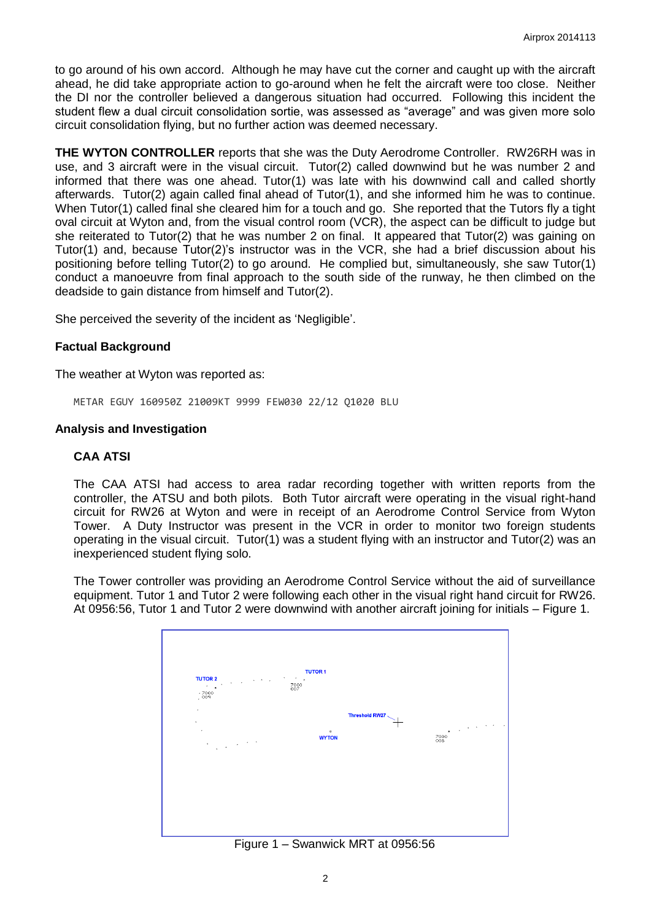to go around of his own accord. Although he may have cut the corner and caught up with the aircraft ahead, he did take appropriate action to go-around when he felt the aircraft were too close. Neither the DI nor the controller believed a dangerous situation had occurred. Following this incident the student flew a dual circuit consolidation sortie, was assessed as "average" and was given more solo circuit consolidation flying, but no further action was deemed necessary.

**THE WYTON CONTROLLER** reports that she was the Duty Aerodrome Controller. RW26RH was in use, and 3 aircraft were in the visual circuit. Tutor(2) called downwind but he was number 2 and informed that there was one ahead. Tutor(1) was late with his downwind call and called shortly afterwards. Tutor(2) again called final ahead of Tutor(1), and she informed him he was to continue. When Tutor(1) called final she cleared him for a touch and go. She reported that the Tutors fly a tight oval circuit at Wyton and, from the visual control room (VCR), the aspect can be difficult to judge but she reiterated to Tutor(2) that he was number 2 on final. It appeared that Tutor(2) was gaining on Tutor(1) and, because Tutor(2)'s instructor was in the VCR, she had a brief discussion about his positioning before telling Tutor(2) to go around. He complied but, simultaneously, she saw Tutor(1) conduct a manoeuvre from final approach to the south side of the runway, he then climbed on the deadside to gain distance from himself and Tutor(2).

She perceived the severity of the incident as 'Negligible'.

### Factual Background

The weather at Wyton was reported as:

```
METAR EGUY 160950Z 21009KT 9999 FEW030 22/12 Q1020 BLU
```

### Analysis and Investigation

#### CAA ATSI

The CAA ATSI had access to area radar recording together with written reports from the controller, the ATSU and both pilots. Both Tutor aircraft were operating in the visual right-hand circuit for RW26 at Wyton and were in receipt of an Aerodrome Control Service from Wyton Tower. A Duty Instructor was present in the VCR in order to monitor two foreign students operating in the visual circuit. Tutor(1) was a student flying with an instructor and Tutor(2) was an inexperienced student flying solo.

The Tower controller was providing an Aerodrome Control Service without the aid of surveillance equipment. Tutor 1 and Tutor 2 were following each other in the visual right hand circuit for RW26. At 0956:56, Tutor 1 and Tutor 2 were downwind with another aircraft joining for initials – Figure 1.

Figure 1 – Swanwick MRT at 0956:56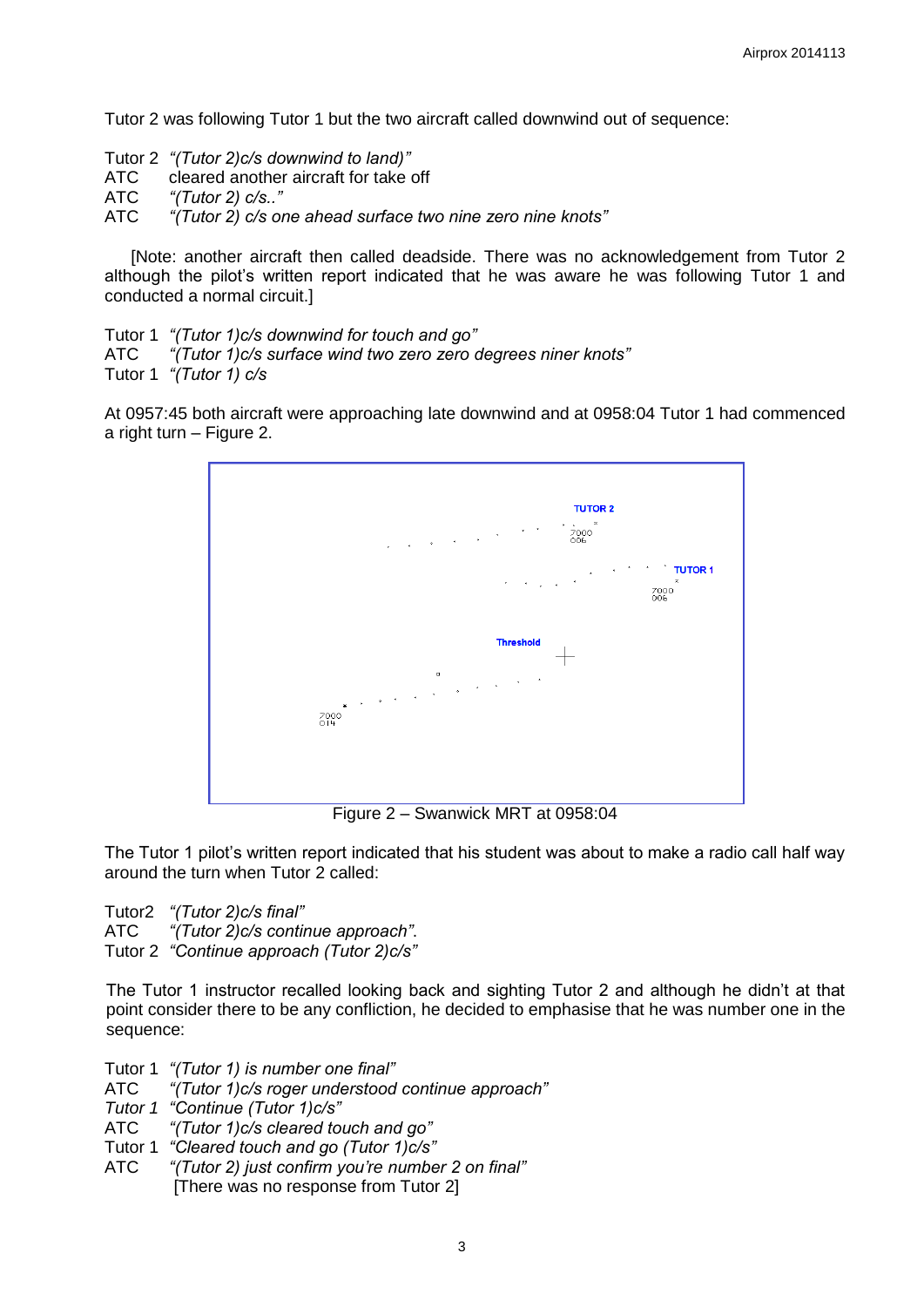Tutor 2 was following Tutor 1 but the two aircraft called downwind out of sequence:

Tutor 2 *"(Tutor 2)c/s downwind to land)"*
ATC cleared another aircraft for take off
ATC *"(Tutor 2) c/s.."*
ATC *"(Tutor 2) c/s one ahead surface two nine zero nine knots"*

[Note: another aircraft then called deadside. There was no acknowledgement from Tutor 2 although the pilot's written report indicated that he was aware he was following Tutor 1 and conducted a normal circuit.]

Tutor 1 *"(Tutor 1)c/s downwind for touch and go"*
ATC *"(Tutor 1)c/s surface wind two zero zero degrees niner knots"*
Tutor 1 *"(Tutor 1) c/s*

At 0957:45 both aircraft were approaching late downwind and at 0958:04 Tutor 1 had commenced a right turn – Figure 2.

Figure 2 – Swanwick MRT at 0958:04

The Tutor 1 pilot's written report indicated that his student was about to make a radio call half way around the turn when Tutor 2 called:

Tutor2 *"(Tutor 2)c/s final"*
ATC *"(Tutor 2)c/s continue approach".*
Tutor 2 *"Continue approach (Tutor 2)c/s"*

The Tutor 1 instructor recalled looking back and sighting Tutor 2 and although he didn't at that point consider there to be any confliction, he decided to emphasise that he was number one in the sequence:

Tutor 1 *"(Tutor 1) is number one final"*
ATC *"(Tutor 1)c/s roger understood continue approach"*
*Tutor 1* *"Continue (Tutor 1)c/s"*
ATC *"(Tutor 1)c/s cleared touch and go"*
Tutor 1 *"Cleared touch and go (Tutor 1)c/s"*
ATC *"(Tutor 2) just confirm you're number 2 on final"*
[There was no response from Tutor 2]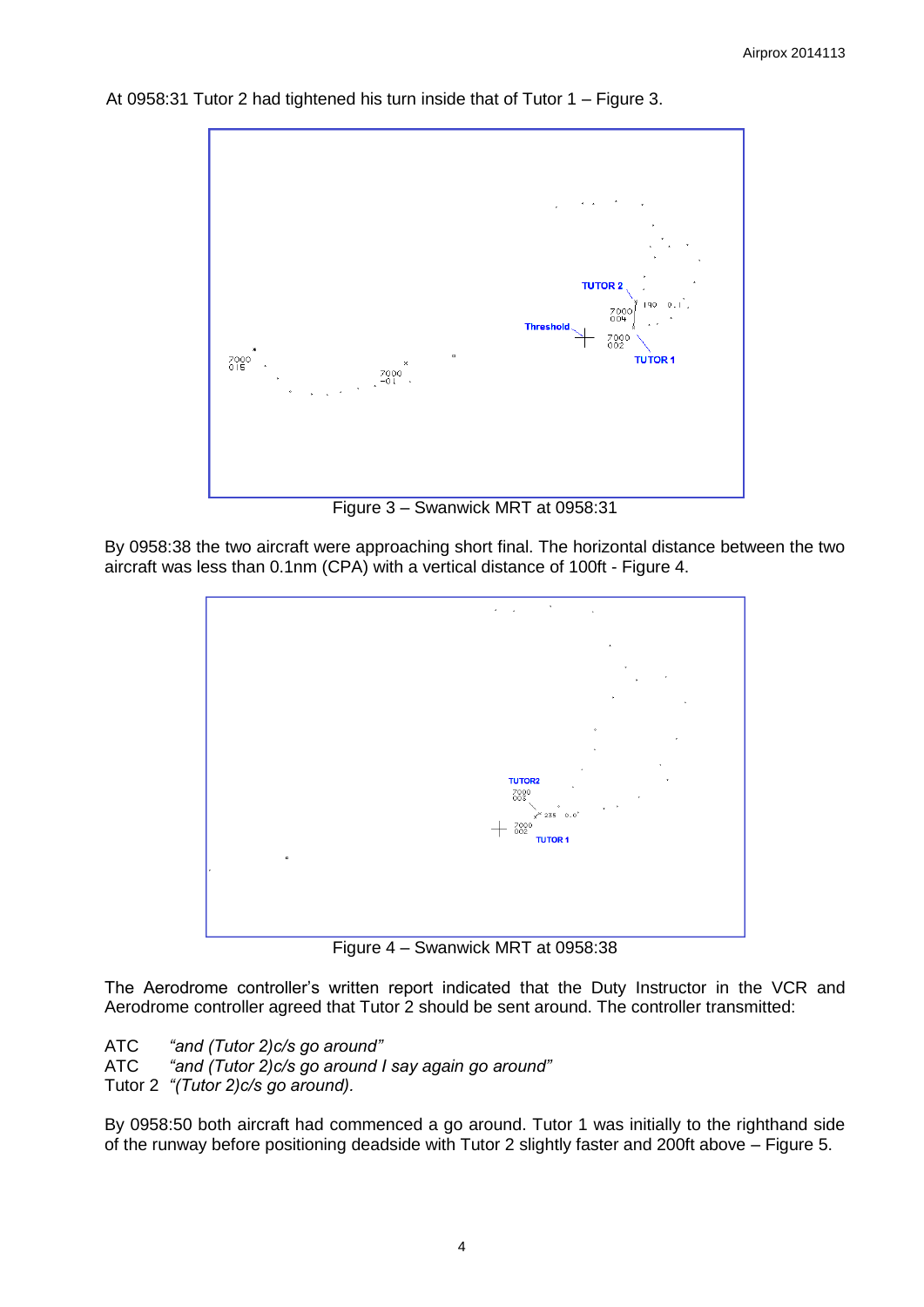At 0958:31 Tutor 2 had tightened his turn inside that of Tutor 1 – Figure 3.

Figure 3 – Swanwick MRT at 0958:31

By 0958:38 the two aircraft were approaching short final. The horizontal distance between the two aircraft was less than 0.1nm (CPA) with a vertical distance of 100ft - Figure 4.

Figure 4 – Swanwick MRT at 0958:38

The Aerodrome controller's written report indicated that the Duty Instructor in the VCR and Aerodrome controller agreed that Tutor 2 should be sent around. The controller transmitted:

ATC *"and (Tutor 2)c/s go around"*
ATC *"and (Tutor 2)c/s go around I say again go around"*
Tutor 2 *"(Tutor 2)c/s go around).*

By 0958:50 both aircraft had commenced a go around. Tutor 1 was initially to the righthand side of the runway before positioning deadside with Tutor 2 slightly faster and 200ft above – Figure 5.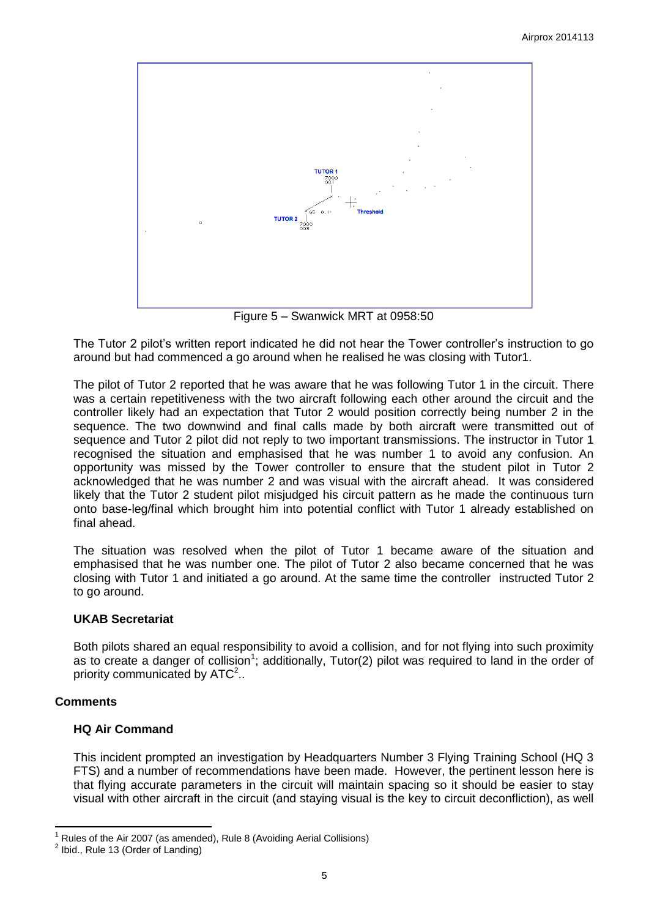Figure 5 – Swanwick MRT at 0958:50

The Tutor 2 pilot's written report indicated he did not hear the Tower controller's instruction to go around but had commenced a go around when he realised he was closing with Tutor1.

The pilot of Tutor 2 reported that he was aware that he was following Tutor 1 in the circuit. There was a certain repetitiveness with the two aircraft following each other around the circuit and the controller likely had an expectation that Tutor 2 would position correctly being number 2 in the sequence. The two downwind and final calls made by both aircraft were transmitted out of sequence and Tutor 2 pilot did not reply to two important transmissions. The instructor in Tutor 1 recognised the situation and emphasised that he was number 1 to avoid any confusion. An opportunity was missed by the Tower controller to ensure that the student pilot in Tutor 2 acknowledged that he was number 2 and was visual with the aircraft ahead. It was considered likely that the Tutor 2 student pilot misjudged his circuit pattern as he made the continuous turn onto base-leg/final which brought him into potential conflict with Tutor 1 already established on final ahead.

The situation was resolved when the pilot of Tutor 1 became aware of the situation and emphasised that he was number one. The pilot of Tutor 2 also became concerned that he was closing with Tutor 1 and initiated a go around. At the same time the controller instructed Tutor 2 to go around.

### UKAB Secretariat

Both pilots shared an equal responsibility to avoid a collision, and for not flying into such proximity as to create a danger of collision[1]; additionally, Tutor(2) pilot was required to land in the order of priority communicated by ATC[2]..

## Comments

### HQ Air Command

This incident prompted an investigation by Headquarters Number 3 Flying Training School (HQ 3 FTS) and a number of recommendations have been made. However, the pertinent lesson here is that flying accurate parameters in the circuit will maintain spacing so it should be easier to stay visual with other aircraft in the circuit (and staying visual is the key to circuit deconfliction), as well

---

[1] Rules of the Air 2007 (as amended), Rule 8 (Avoiding Aerial Collisions)

[2] Ibid., Rule 13 (Order of Landing)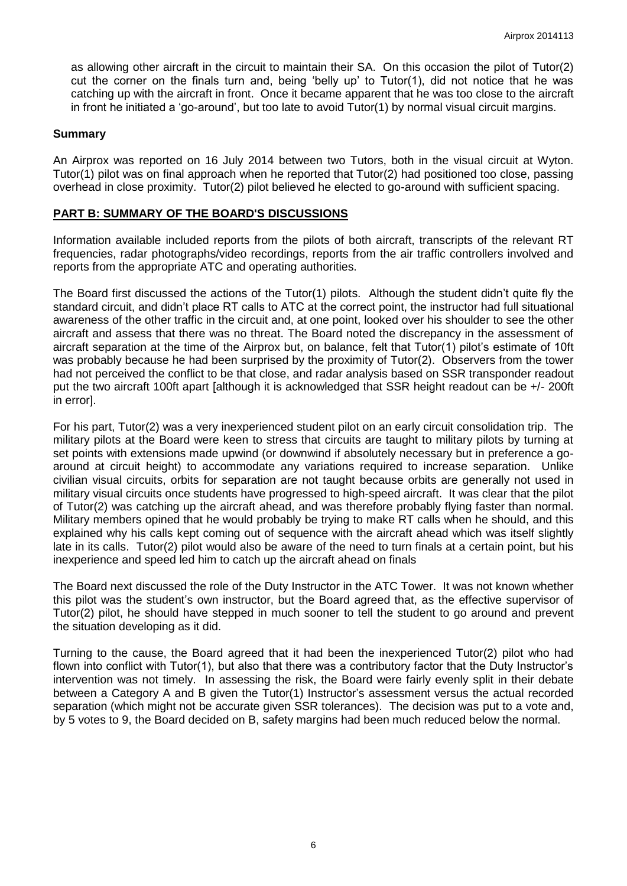as allowing other aircraft in the circuit to maintain their SA. On this occasion the pilot of Tutor(2) cut the corner on the finals turn and, being 'belly up' to Tutor(1), did not notice that he was catching up with the aircraft in front. Once it became apparent that he was too close to the aircraft in front he initiated a 'go-around', but too late to avoid Tutor(1) by normal visual circuit margins.

## Summary

An Airprox was reported on 16 July 2014 between two Tutors, both in the visual circuit at Wyton. Tutor(1) pilot was on final approach when he reported that Tutor(2) had positioned too close, passing overhead in close proximity. Tutor(2) pilot believed he elected to go-around with sufficient spacing.

## PART B: SUMMARY OF THE BOARD'S DISCUSSIONS

Information available included reports from the pilots of both aircraft, transcripts of the relevant RT frequencies, radar photographs/video recordings, reports from the air traffic controllers involved and reports from the appropriate ATC and operating authorities.

The Board first discussed the actions of the Tutor(1) pilots. Although the student didn't quite fly the standard circuit, and didn't place RT calls to ATC at the correct point, the instructor had full situational awareness of the other traffic in the circuit and, at one point, looked over his shoulder to see the other aircraft and assess that there was no threat. The Board noted the discrepancy in the assessment of aircraft separation at the time of the Airprox but, on balance, felt that Tutor(1) pilot's estimate of 10ft was probably because he had been surprised by the proximity of Tutor(2). Observers from the tower had not perceived the conflict to be that close, and radar analysis based on SSR transponder readout put the two aircraft 100ft apart [although it is acknowledged that SSR height readout can be +/- 200ft in error].

For his part, Tutor(2) was a very inexperienced student pilot on an early circuit consolidation trip. The military pilots at the Board were keen to stress that circuits are taught to military pilots by turning at set points with extensions made upwind (or downwind if absolutely necessary but in preference a go-around at circuit height) to accommodate any variations required to increase separation. Unlike civilian visual circuits, orbits for separation are not taught because orbits are generally not used in military visual circuits once students have progressed to high-speed aircraft. It was clear that the pilot of Tutor(2) was catching up the aircraft ahead, and was therefore probably flying faster than normal. Military members opined that he would probably be trying to make RT calls when he should, and this explained why his calls kept coming out of sequence with the aircraft ahead which was itself slightly late in its calls. Tutor(2) pilot would also be aware of the need to turn finals at a certain point, but his inexperience and speed led him to catch up the aircraft ahead on finals

The Board next discussed the role of the Duty Instructor in the ATC Tower. It was not known whether this pilot was the student's own instructor, but the Board agreed that, as the effective supervisor of Tutor(2) pilot, he should have stepped in much sooner to tell the student to go around and prevent the situation developing as it did.

Turning to the cause, the Board agreed that it had been the inexperienced Tutor(2) pilot who had flown into conflict with Tutor(1), but also that there was a contributory factor that the Duty Instructor's intervention was not timely. In assessing the risk, the Board were fairly evenly split in their debate between a Category A and B given the Tutor(1) Instructor's assessment versus the actual recorded separation (which might not be accurate given SSR tolerances). The decision was put to a vote and, by 5 votes to 9, the Board decided on B, safety margins had been much reduced below the normal.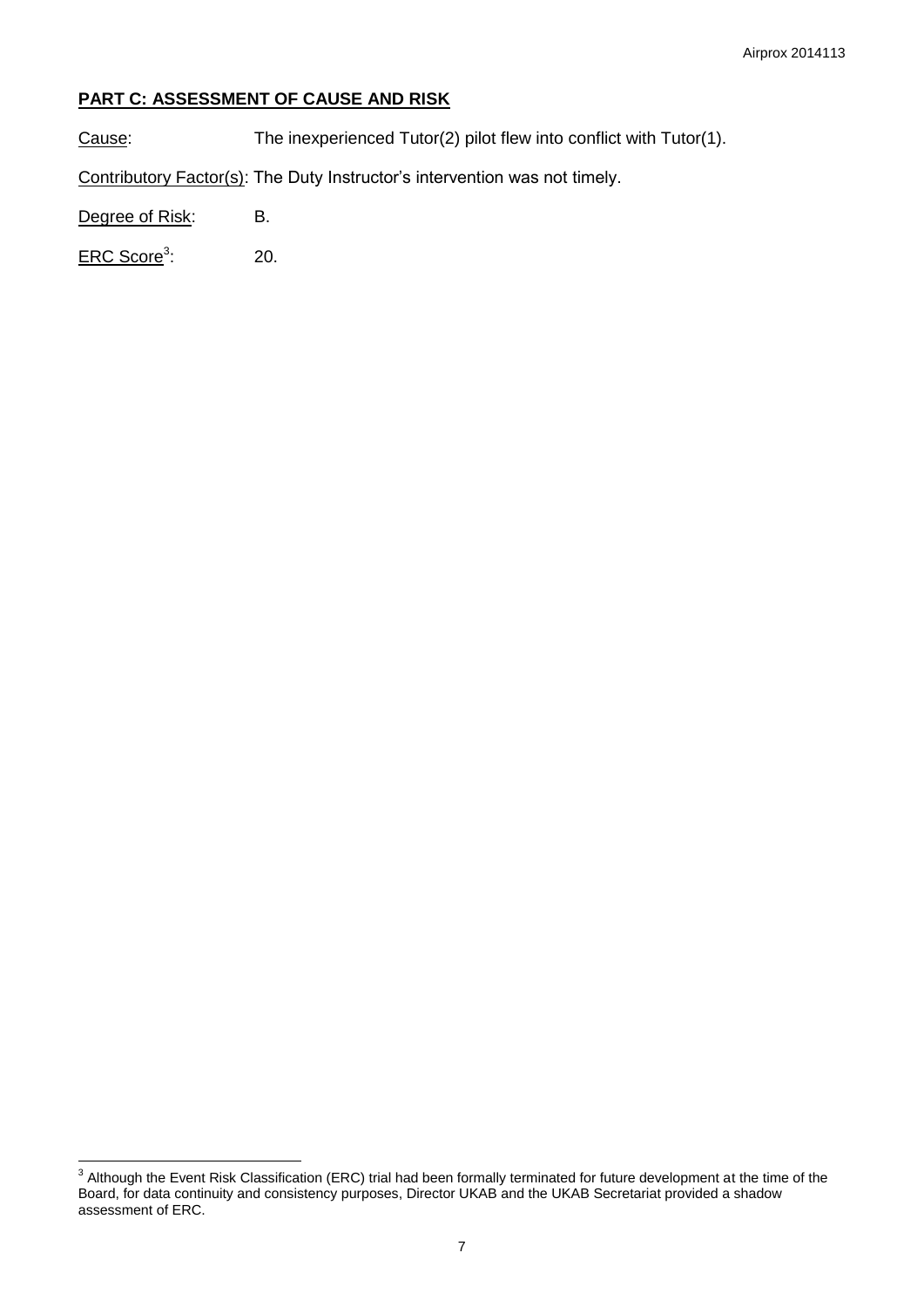**PART C: ASSESSMENT OF CAUSE AND RISK**

Cause: The inexperienced Tutor(2) pilot flew into conflict with Tutor(1).

Contributory Factor(s): The Duty Instructor's intervention was not timely.

Degree of Risk: B.

ERC Score[3]: 20.

[3] Although the Event Risk Classification (ERC) trial had been formally terminated for future development at the time of the Board, for data continuity and consistency purposes, Director UKAB and the UKAB Secretariat provided a shadow assessment of ERC.